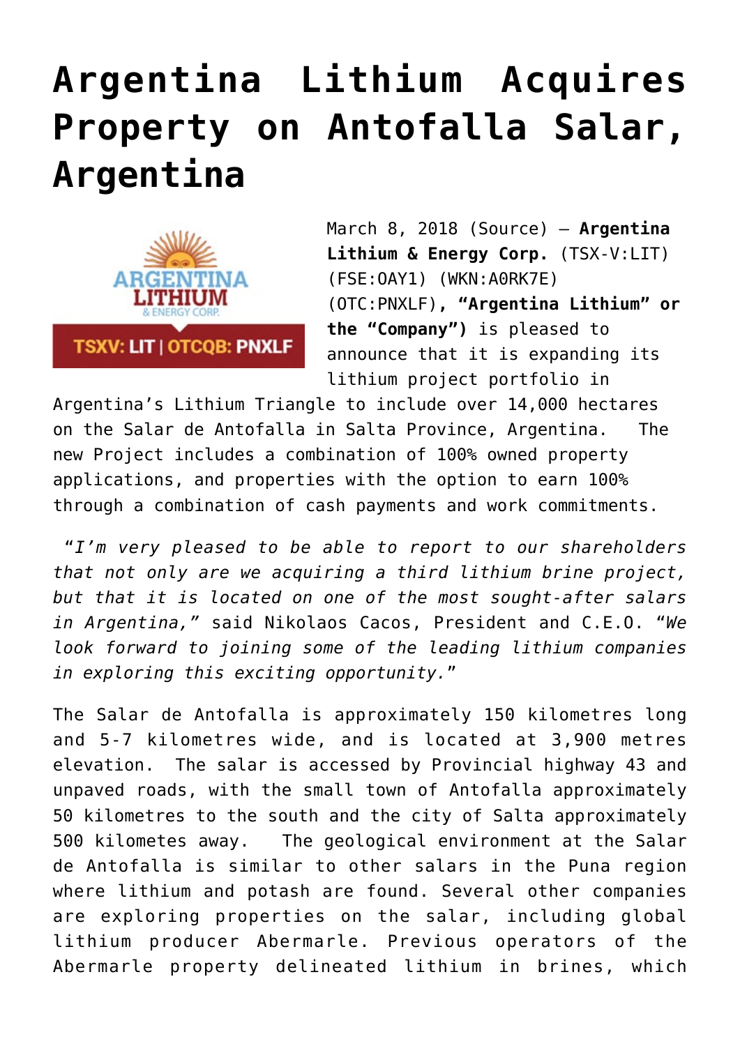# Argentina Lithium Acquires Property on Antofalla Salar, Argentina

March 8, 2018 (Source) – **Argentina Lithium & Energy Corp.** (TSX-V:LIT) (FSE:OAY1) (WKN:A0RK7E) (OTC:PNXLF), **"Argentina Lithium" or the "Company")** is pleased to announce that it is expanding its lithium project portfolio in Argentina's Lithium Triangle to include over 14,000 hectares on the Salar de Antofalla in Salta Province, Argentina. The new Project includes a combination of 100% owned property applications, and properties with the option to earn 100% through a combination of cash payments and work commitments.

"*I'm very pleased to be able to report to our shareholders that not only are we acquiring a third lithium brine project, but that it is located on one of the most sought-after salars in Argentina,*" said Nikolaos Cacos, President and C.E.O. "*We look forward to joining some of the leading lithium companies in exploring this exciting opportunity.*"

The Salar de Antofalla is approximately 150 kilometres long and 5-7 kilometres wide, and is located at 3,900 metres elevation. The salar is accessed by Provincial highway 43 and unpaved roads, with the small town of Antofalla approximately 50 kilometres to the south and the city of Salta approximately 500 kilometes away. The geological environment at the Salar de Antofalla is similar to other salars in the Puna region where lithium and potash are found. Several other companies are exploring properties on the salar, including global lithium producer Abermarle. Previous operators of the Abermarle property delineated lithium in brines, which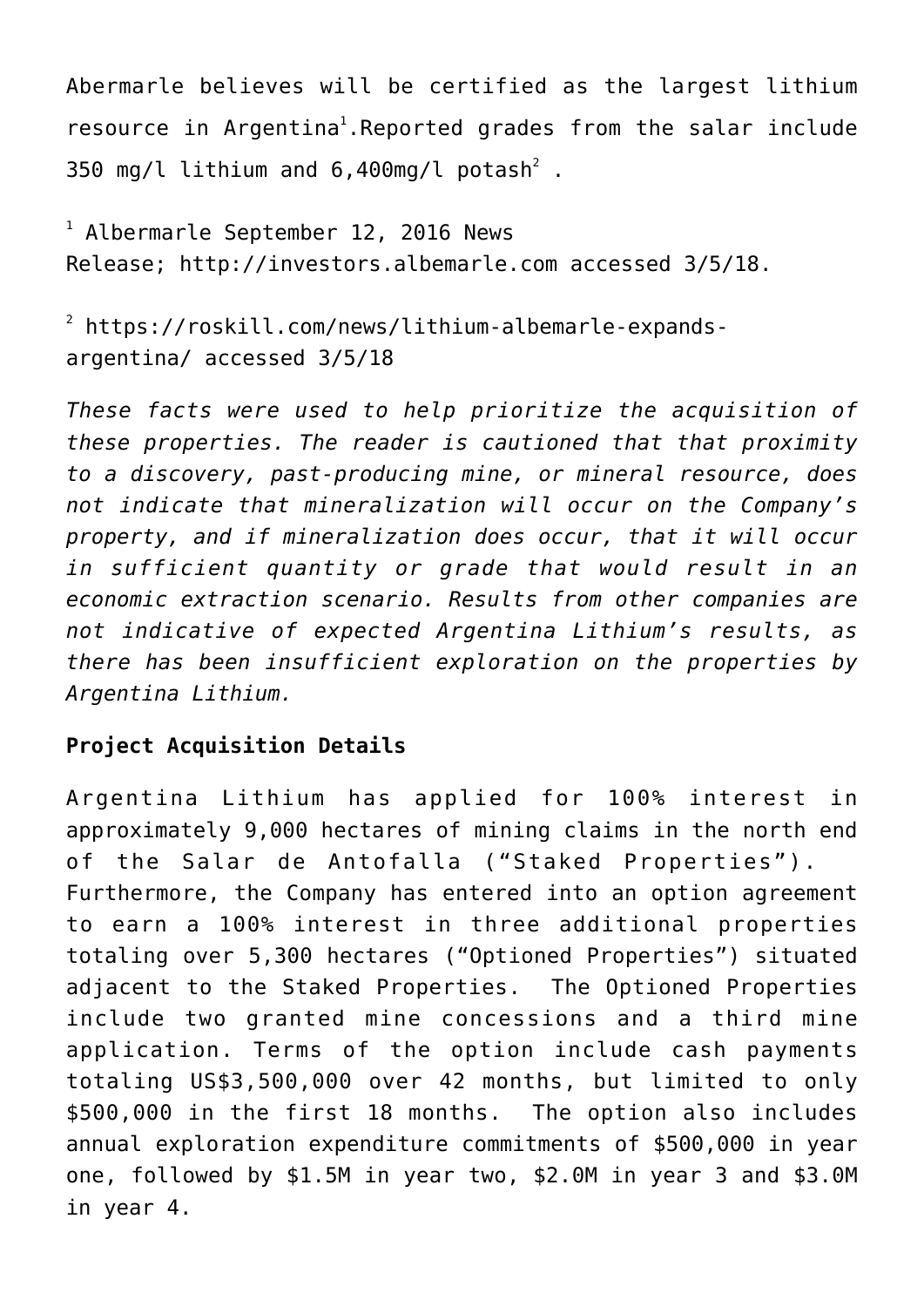Abermarle believes will be certified as the largest lithium resource in Argentina[1].Reported grades from the salar include 350 mg/l lithium and 6,400mg/l potash[2] .

[1] Albermarle September 12, 2016 News Release; http://investors.albemarle.com accessed 3/5/18.

[2] https://roskill.com/news/lithium-albemarle-expands-argentina/ accessed 3/5/18

*These facts were used to help prioritize the acquisition of these properties. The reader is cautioned that that proximity to a discovery, past-producing mine, or mineral resource, does not indicate that mineralization will occur on the Company's property, and if mineralization does occur, that it will occur in sufficient quantity or grade that would result in an economic extraction scenario. Results from other companies are not indicative of expected Argentina Lithium's results, as there has been insufficient exploration on the properties by Argentina Lithium.*

**Project Acquisition Details**

Argentina Lithium has applied for 100% interest in approximately 9,000 hectares of mining claims in the north end of the Salar de Antofalla ("Staked Properties"). Furthermore, the Company has entered into an option agreement to earn a 100% interest in three additional properties totaling over 5,300 hectares ("Optioned Properties") situated adjacent to the Staked Properties. The Optioned Properties include two granted mine concessions and a third mine application. Terms of the option include cash payments totaling US$3,500,000 over 42 months, but limited to only $500,000 in the first 18 months. The option also includes annual exploration expenditure commitments of $500,000 in year one, followed by $1.5M in year two, $2.0M in year 3 and $3.0M in year 4.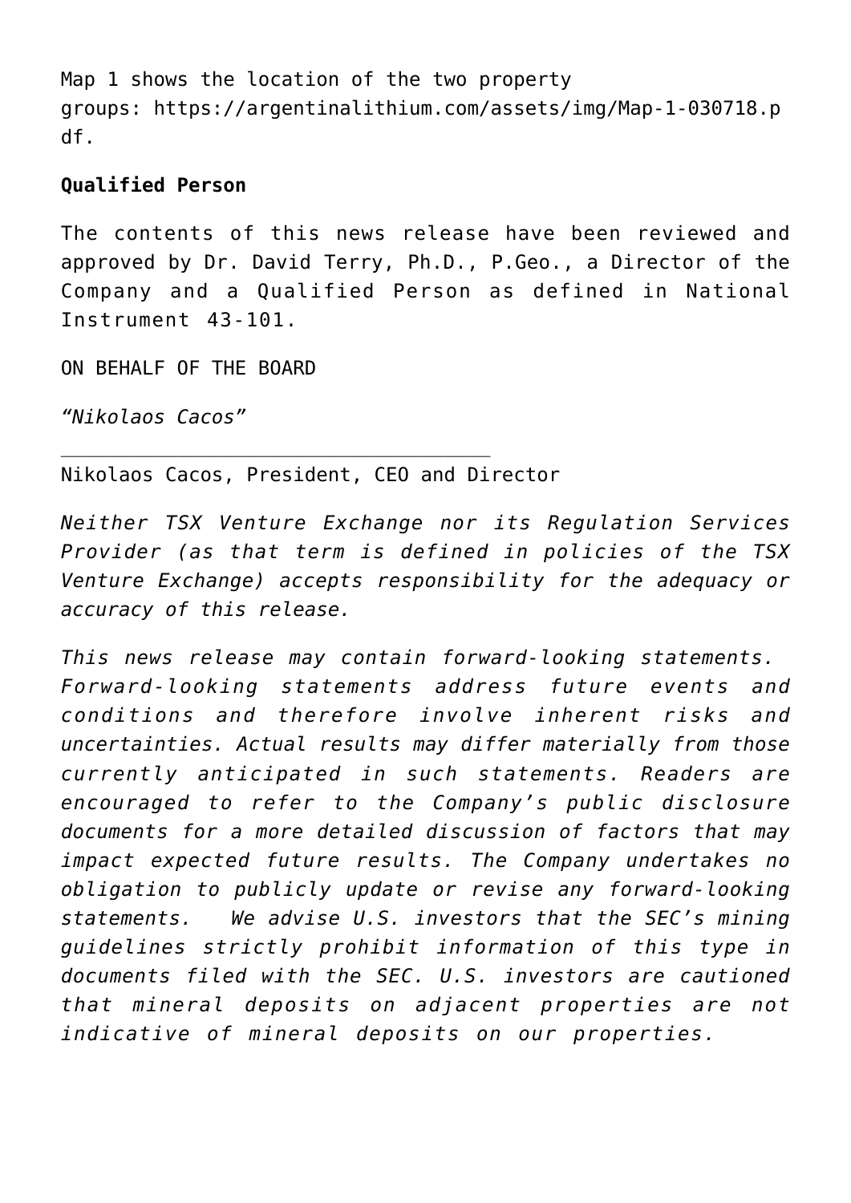Map 1 shows the location of the two property groups: https://argentinalithium.com/assets/img/Map-1-030718.pdf.

**Qualified Person**

The contents of this news release have been reviewed and approved by Dr. David Terry, Ph.D., P.Geo., a Director of the Company and a Qualified Person as defined in National Instrument 43-101.

ON BEHALF OF THE BOARD

*"Nikolaos Cacos"*

______________________________________

Nikolaos Cacos, President, CEO and Director

*Neither TSX Venture Exchange nor its Regulation Services Provider (as that term is defined in policies of the TSX Venture Exchange) accepts responsibility for the adequacy or accuracy of this release.*

*This news release may contain forward-looking statements. Forward-looking statements address future events and conditions and therefore involve inherent risks and uncertainties. Actual results may differ materially from those currently anticipated in such statements. Readers are encouraged to refer to the Company's public disclosure documents for a more detailed discussion of factors that may impact expected future results. The Company undertakes no obligation to publicly update or revise any forward-looking statements. We advise U.S. investors that the SEC's mining guidelines strictly prohibit information of this type in documents filed with the SEC. U.S. investors are cautioned that mineral deposits on adjacent properties are not indicative of mineral deposits on our properties.*